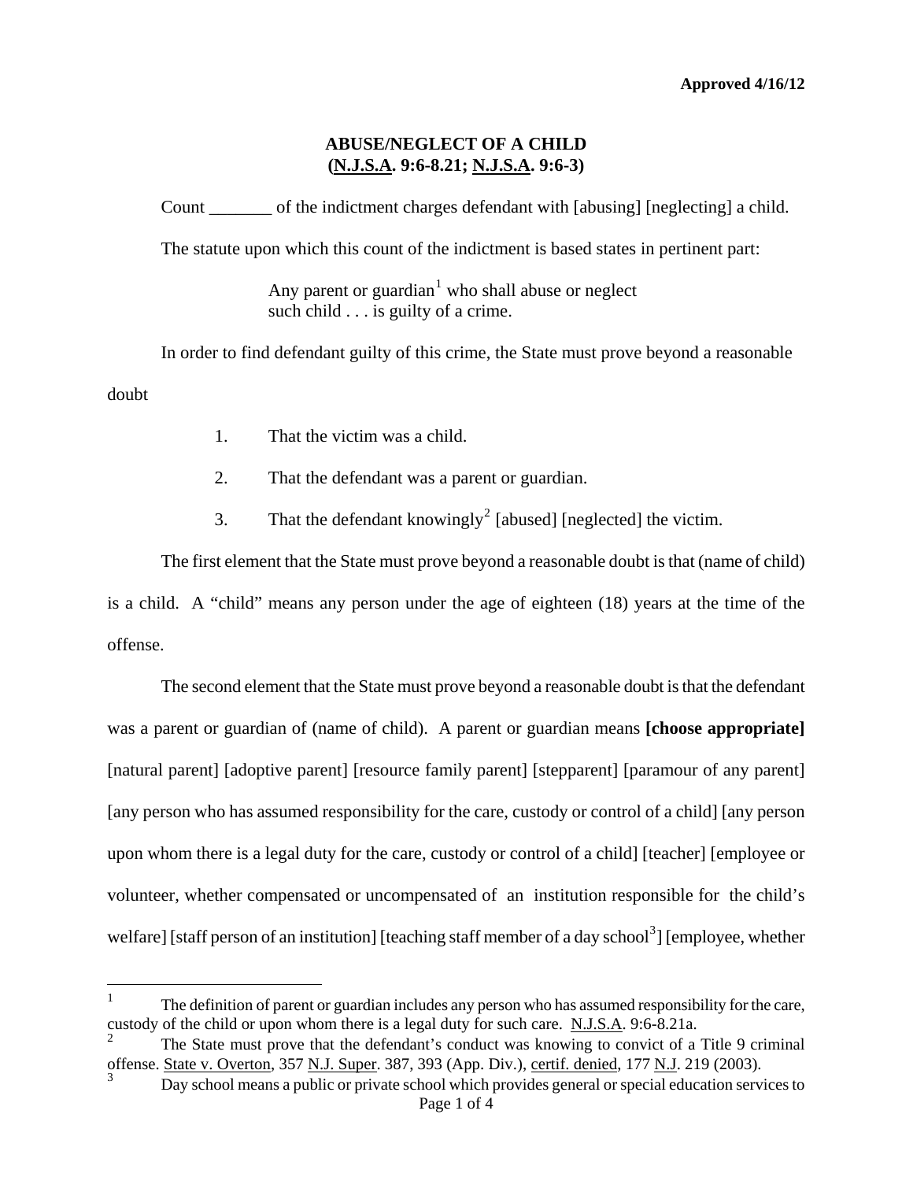Approved 4/16/12

# ABUSE/NEGLECT OF A CHILD
## (N.J.S.A. 9:6-8.21; N.J.S.A. 9:6-3)

Count _______ of the indictment charges defendant with [abusing] [neglecting] a child.

The statute upon which this count of the indictment is based states in pertinent part:

> Any parent or guardian[1] who shall abuse or neglect such child . . . is guilty of a crime.

In order to find defendant guilty of this crime, the State must prove beyond a reasonable doubt

1. That the victim was a child.
2. That the defendant was a parent or guardian.
3. That the defendant knowingly[2] [abused] [neglected] the victim.

The first element that the State must prove beyond a reasonable doubt is that (name of child) is a child. A "child" means any person under the age of eighteen (18) years at the time of the offense.

The second element that the State must prove beyond a reasonable doubt is that the defendant was a parent or guardian of (name of child). A parent or guardian means **[choose appropriate]** [natural parent] [adoptive parent] [resource family parent] [stepparent] [paramour of any parent] [any person who has assumed responsibility for the care, custody or control of a child] [any person upon whom there is a legal duty for the care, custody or control of a child] [teacher] [employee or volunteer, whether compensated or uncompensated of an institution responsible for the child's welfare] [staff person of an institution] [teaching staff member of a day school[3]] [employee, whether

---

[1] The definition of parent or guardian includes any person who has assumed responsibility for the care, custody of the child or upon whom there is a legal duty for such care. N.J.S.A. 9:6-8.21a.

[2] The State must prove that the defendant's conduct was knowing to convict of a Title 9 criminal offense. State v. Overton, 357 N.J. Super. 387, 393 (App. Div.), certif. denied, 177 N.J. 219 (2003).

[3] Day school means a public or private school which provides general or special education services to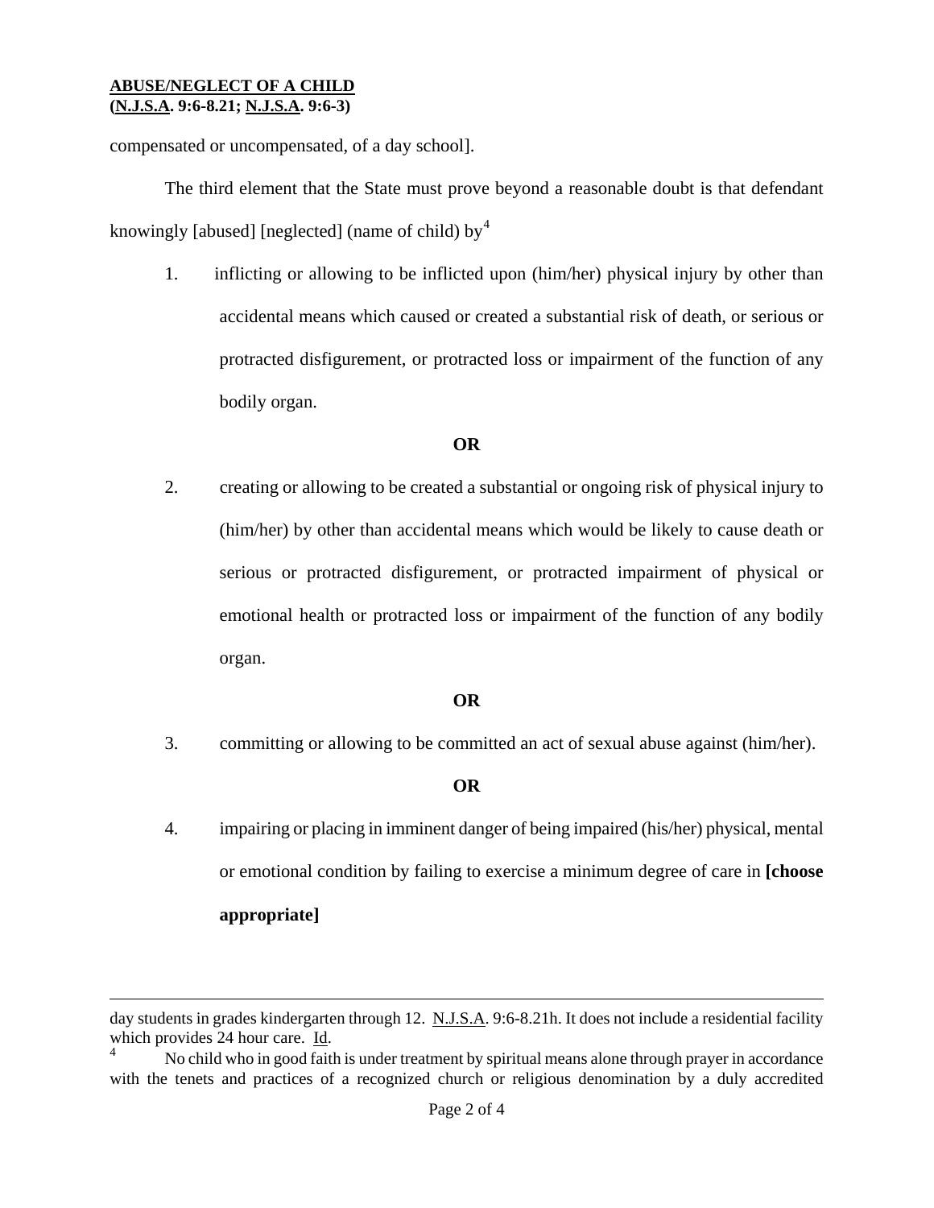compensated or uncompensated, of a day school].

The third element that the State must prove beyond a reasonable doubt is that defendant knowingly [abused] [neglected] (name of child) by[4]

1. inflicting or allowing to be inflicted upon (him/her) physical injury by other than accidental means which caused or created a substantial risk of death, or serious or protracted disfigurement, or protracted loss or impairment of the function of any bodily organ.

**OR**

2. creating or allowing to be created a substantial or ongoing risk of physical injury to (him/her) by other than accidental means which would be likely to cause death or serious or protracted disfigurement, or protracted impairment of physical or emotional health or protracted loss or impairment of the function of any bodily organ.

**OR**

3. committing or allowing to be committed an act of sexual abuse against (him/her).

**OR**

4. impairing or placing in imminent danger of being impaired (his/her) physical, mental or emotional condition by failing to exercise a minimum degree of care in **[choose appropriate]**

---

day students in grades kindergarten through 12. N.J.S.A. 9:6-8.21h. It does not include a residential facility which provides 24 hour care. Id.

[4] No child who in good faith is under treatment by spiritual means alone through prayer in accordance with the tenets and practices of a recognized church or religious denomination by a duly accredited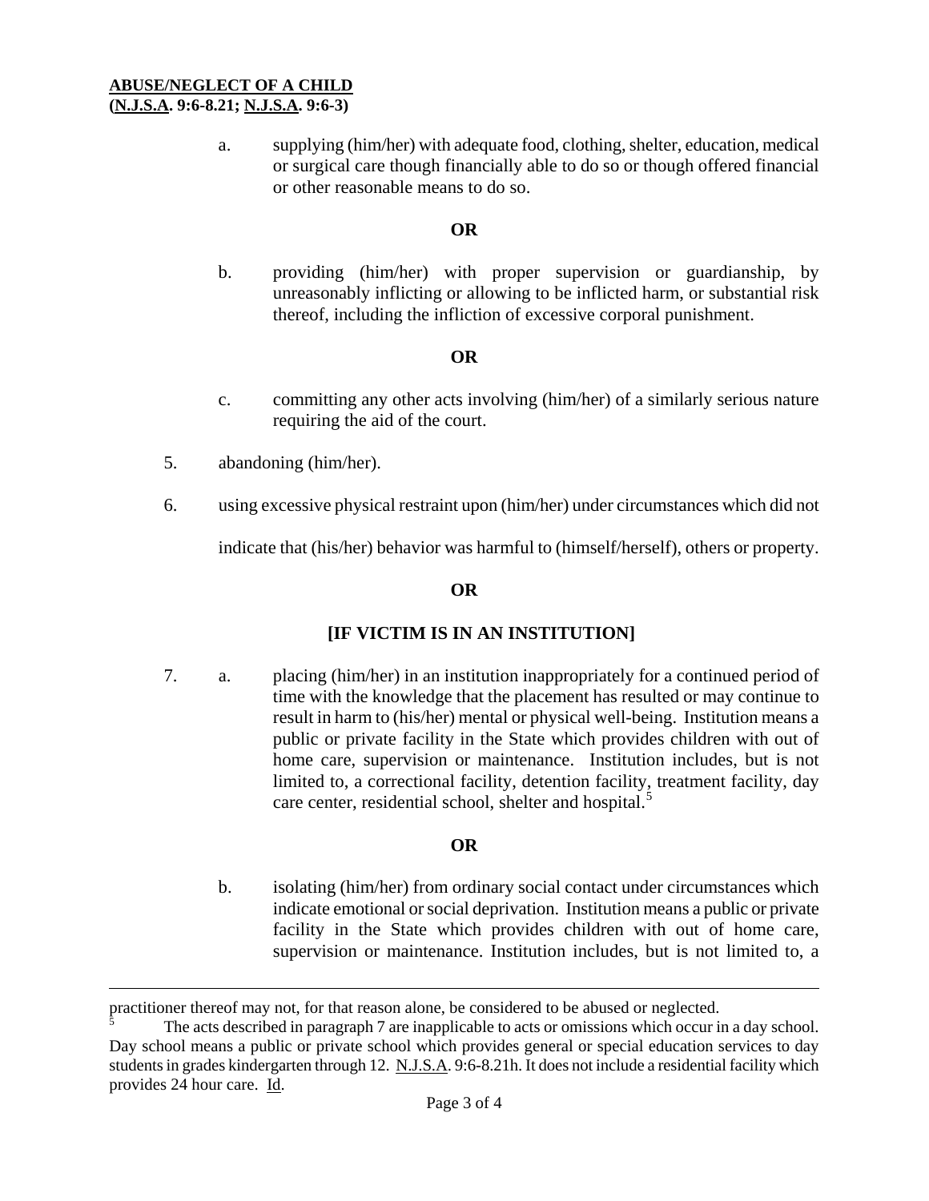a. supplying (him/her) with adequate food, clothing, shelter, education, medical or surgical care though financially able to do so or though offered financial or other reasonable means to do so.

**OR**

b. providing (him/her) with proper supervision or guardianship, by unreasonably inflicting or allowing to be inflicted harm, or substantial risk thereof, including the infliction of excessive corporal punishment.

**OR**

c. committing any other acts involving (him/her) of a similarly serious nature requiring the aid of the court.

5. abandoning (him/her).

6. using excessive physical restraint upon (him/her) under circumstances which did not indicate that (his/her) behavior was harmful to (himself/herself), others or property.

**OR**

**[IF VICTIM IS IN AN INSTITUTION]**

7. a. placing (him/her) in an institution inappropriately for a continued period of time with the knowledge that the placement has resulted or may continue to result in harm to (his/her) mental or physical well-being. Institution means a public or private facility in the State which provides children with out of home care, supervision or maintenance. Institution includes, but is not limited to, a correctional facility, detention facility, treatment facility, day care center, residential school, shelter and hospital.[5]

**OR**

b. isolating (him/her) from ordinary social contact under circumstances which indicate emotional or social deprivation. Institution means a public or private facility in the State which provides children with out of home care, supervision or maintenance. Institution includes, but is not limited to, a

---

practitioner thereof may not, for that reason alone, be considered to be abused or neglected.

[5] The acts described in paragraph 7 are inapplicable to acts or omissions which occur in a day school. Day school means a public or private school which provides general or special education services to day students in grades kindergarten through 12. N.J.S.A. 9:6-8.21h. It does not include a residential facility which provides 24 hour care. Id.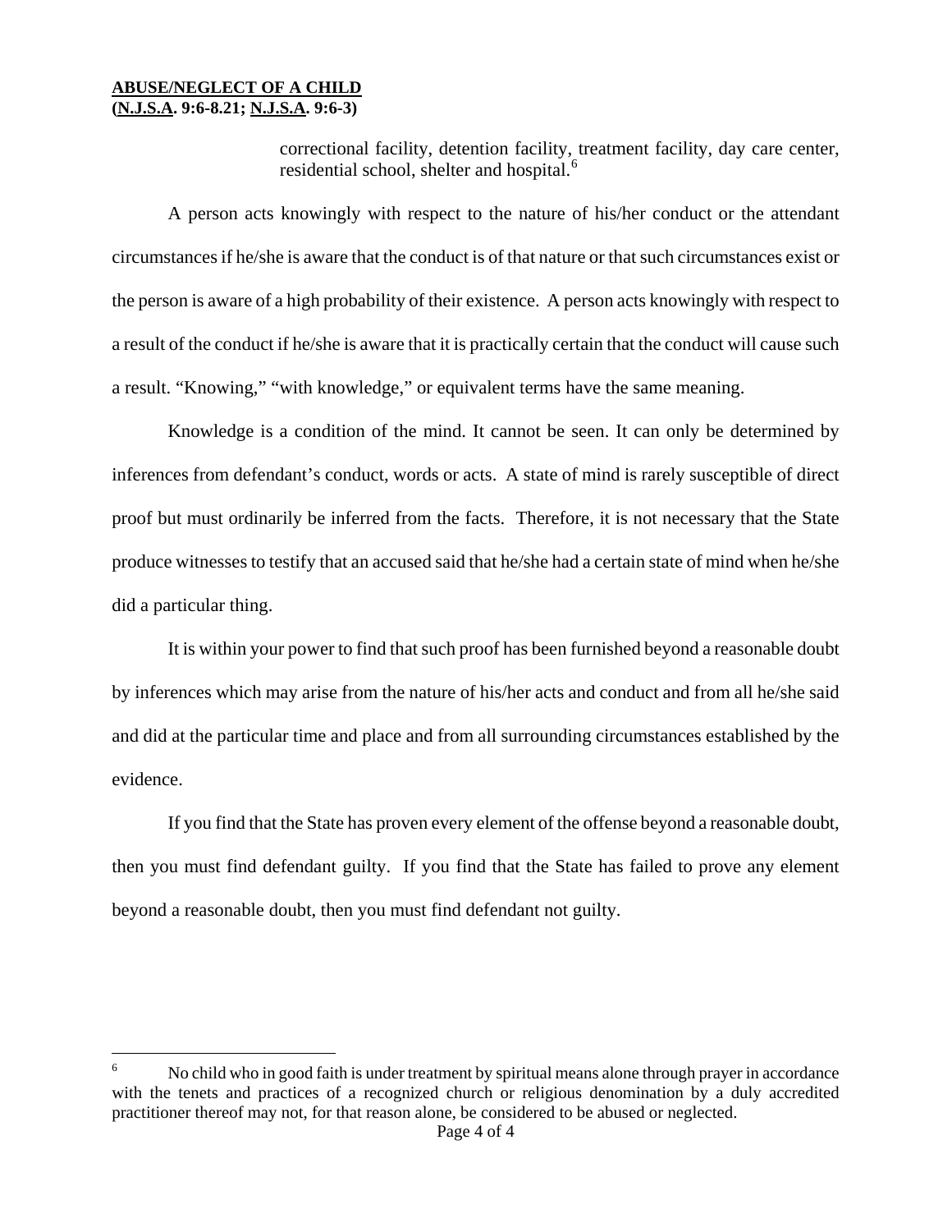correctional facility, detention facility, treatment facility, day care center, residential school, shelter and hospital.[6]

A person acts knowingly with respect to the nature of his/her conduct or the attendant circumstances if he/she is aware that the conduct is of that nature or that such circumstances exist or the person is aware of a high probability of their existence. A person acts knowingly with respect to a result of the conduct if he/she is aware that it is practically certain that the conduct will cause such a result. "Knowing," "with knowledge," or equivalent terms have the same meaning.

Knowledge is a condition of the mind. It cannot be seen. It can only be determined by inferences from defendant's conduct, words or acts. A state of mind is rarely susceptible of direct proof but must ordinarily be inferred from the facts. Therefore, it is not necessary that the State produce witnesses to testify that an accused said that he/she had a certain state of mind when he/she did a particular thing.

It is within your power to find that such proof has been furnished beyond a reasonable doubt by inferences which may arise from the nature of his/her acts and conduct and from all he/she said and did at the particular time and place and from all surrounding circumstances established by the evidence.

If you find that the State has proven every element of the offense beyond a reasonable doubt, then you must find defendant guilty. If you find that the State has failed to prove any element beyond a reasonable doubt, then you must find defendant not guilty.

---

[6] No child who in good faith is under treatment by spiritual means alone through prayer in accordance with the tenets and practices of a recognized church or religious denomination by a duly accredited practitioner thereof may not, for that reason alone, be considered to be abused or neglected.